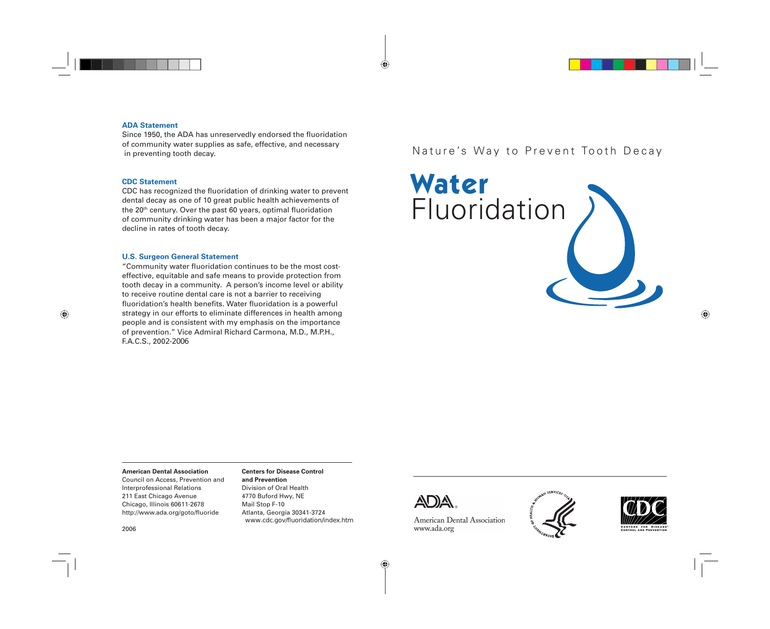### ADA Statement

Since 1950, the ADA has unreservedly endorsed the fluoridation of community water supplies as safe, effective, and necessary in preventing tooth decay.

### CDC Statement

CDC has recognized the fluoridation of drinking water to prevent dental decay as one of 10 great public health achievements of the 20th century. Over the past 60 years, optimal fluoridation of community drinking water has been a major factor for the decline in rates of tooth decay.

### U.S. Surgeon General Statement

"Community water fluoridation continues to be the most cost-effective, equitable and safe means to provide protection from tooth decay in a community. A person's income level or ability to receive routine dental care is not a barrier to receiving fluoridation's health benefits. Water fluoridation is a powerful strategy in our efforts to eliminate differences in health among people and is consistent with my emphasis on the importance of prevention." Vice Admiral Richard Carmona, M.D., M.P.H., F.A.C.S., 2002-2006

**American Dental Association**
Council on Access, Prevention and Interprofessional Relations
211 East Chicago Avenue
Chicago, Illinois 60611-2678
http://www.ada.org/goto/fluoride

**Centers for Disease Control and Prevention**
Division of Oral Health
4770 Buford Hwy, NE
Mail Stop F-10
Atlanta, Georgia 30341-3724
www.cdc.gov/fluoridation/index.htm

2006

Nature's Way to Prevent Tooth Decay

# Water Fluoridation

American Dental Association
www.ada.org

Centers for Disease Control and Prevention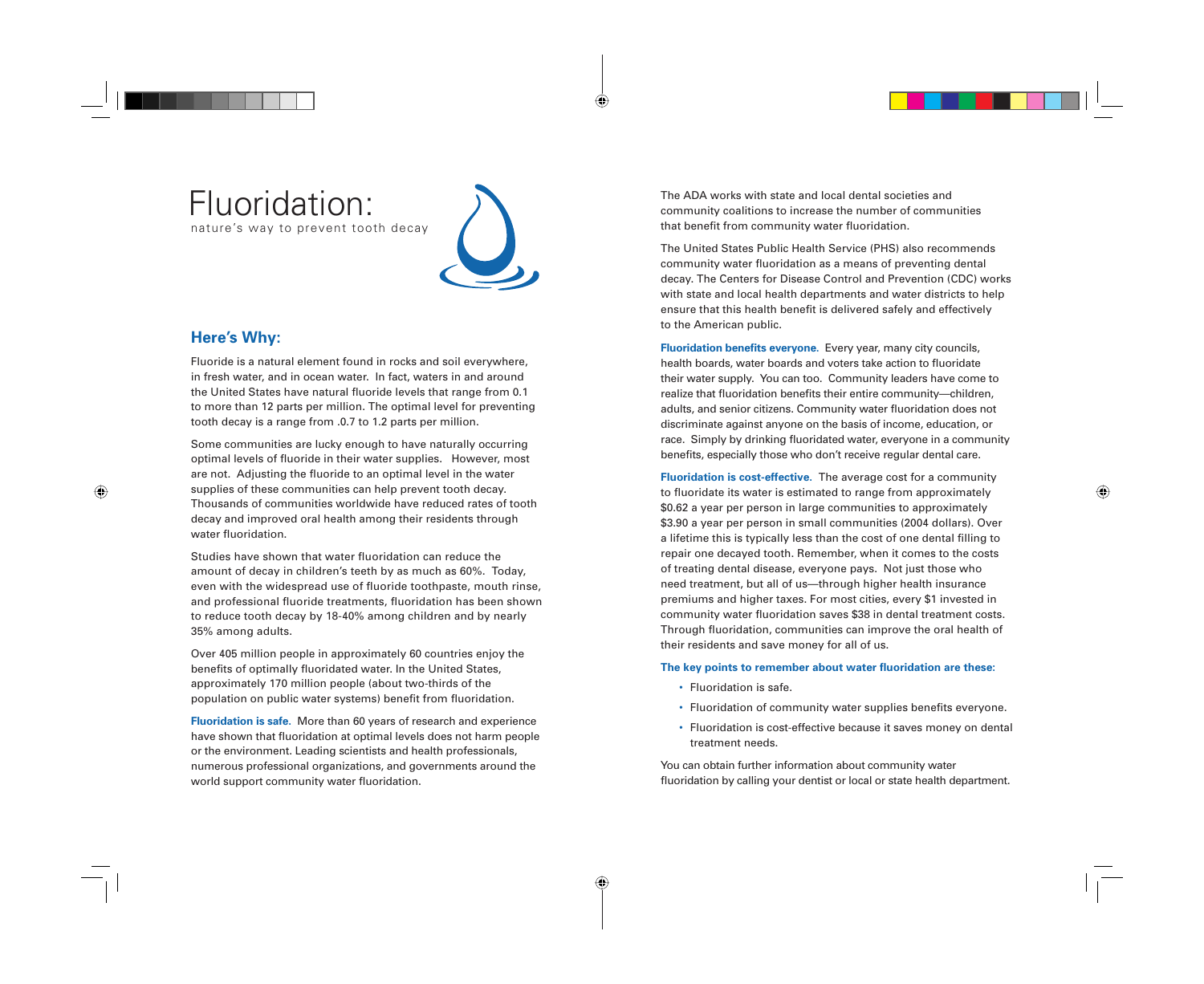# Fluoridation:

nature's way to prevent tooth decay

## Here's Why:

Fluoride is a natural element found in rocks and soil everywhere, in fresh water, and in ocean water. In fact, waters in and around the United States have natural fluoride levels that range from 0.1 to more than 12 parts per million. The optimal level for preventing tooth decay is a range from .7 to 1.2 parts per million.

Some communities are lucky enough to have naturally occurring optimal levels of fluoride in their water supplies. However, most are not. Adjusting the fluoride to an optimal level in the water supplies of these communities can help prevent tooth decay. Thousands of communities worldwide have reduced rates of tooth decay and improved oral health among their residents through water fluoridation.

Studies have shown that water fluoridation can reduce the amount of decay in children's teeth by as much as 60%. Today, even with the widespread use of fluoride toothpaste, mouth rinse, and professional fluoride treatments, fluoridation has been shown to reduce tooth decay by 18-40% among children and by nearly 35% among adults.

Over 405 million people in approximately 60 countries enjoy the benefits of optimally fluoridated water. In the United States, approximately 170 million people (about two-thirds of the population on public water systems) benefit from fluoridation.

**Fluoridation is safe.** More than 60 years of research and experience have shown that fluoridation at optimal levels does not harm people or the environment. Leading scientists and health professionals, numerous professional organizations, and governments around the world support community water fluoridation.

The ADA works with state and local dental societies and community coalitions to increase the number of communities that benefit from community water fluoridation.

The United States Public Health Service (PHS) also recommends community water fluoridation as a means of preventing dental decay. The Centers for Disease Control and Prevention (CDC) works with state and local health departments and water districts to help ensure that this health benefit is delivered safely and effectively to the American public.

**Fluoridation benefits everyone.** Every year, many city councils, health boards, water boards and voters take action to fluoridate their water supply. You can too. Community leaders have come to realize that fluoridation benefits their entire community—children, adults, and senior citizens. Community water fluoridation does not discriminate against anyone on the basis of income, education, or race. Simply by drinking fluoridated water, everyone in a community benefits, especially those who don't receive regular dental care.

**Fluoridation is cost-effective.** The average cost for a community to fluoridate its water is estimated to range from approximately $0.62 a year per person in large communities to approximately $3.90 a year per person in small communities (2004 dollars). Over a lifetime this is typically less than the cost of one dental filling to repair one decayed tooth. Remember, when it comes to the costs of treating dental disease, everyone pays. Not just those who need treatment, but all of us—through higher health insurance premiums and higher taxes. For most cities, every $1 invested in community water fluoridation saves $38 in dental treatment costs. Through fluoridation, communities can improve the oral health of their residents and save money for all of us.

**The key points to remember about water fluoridation are these:**

- Fluoridation is safe.
- Fluoridation of community water supplies benefits everyone.
- Fluoridation is cost-effective because it saves money on dental treatment needs.

You can obtain further information about community water fluoridation by calling your dentist or local or state health department.